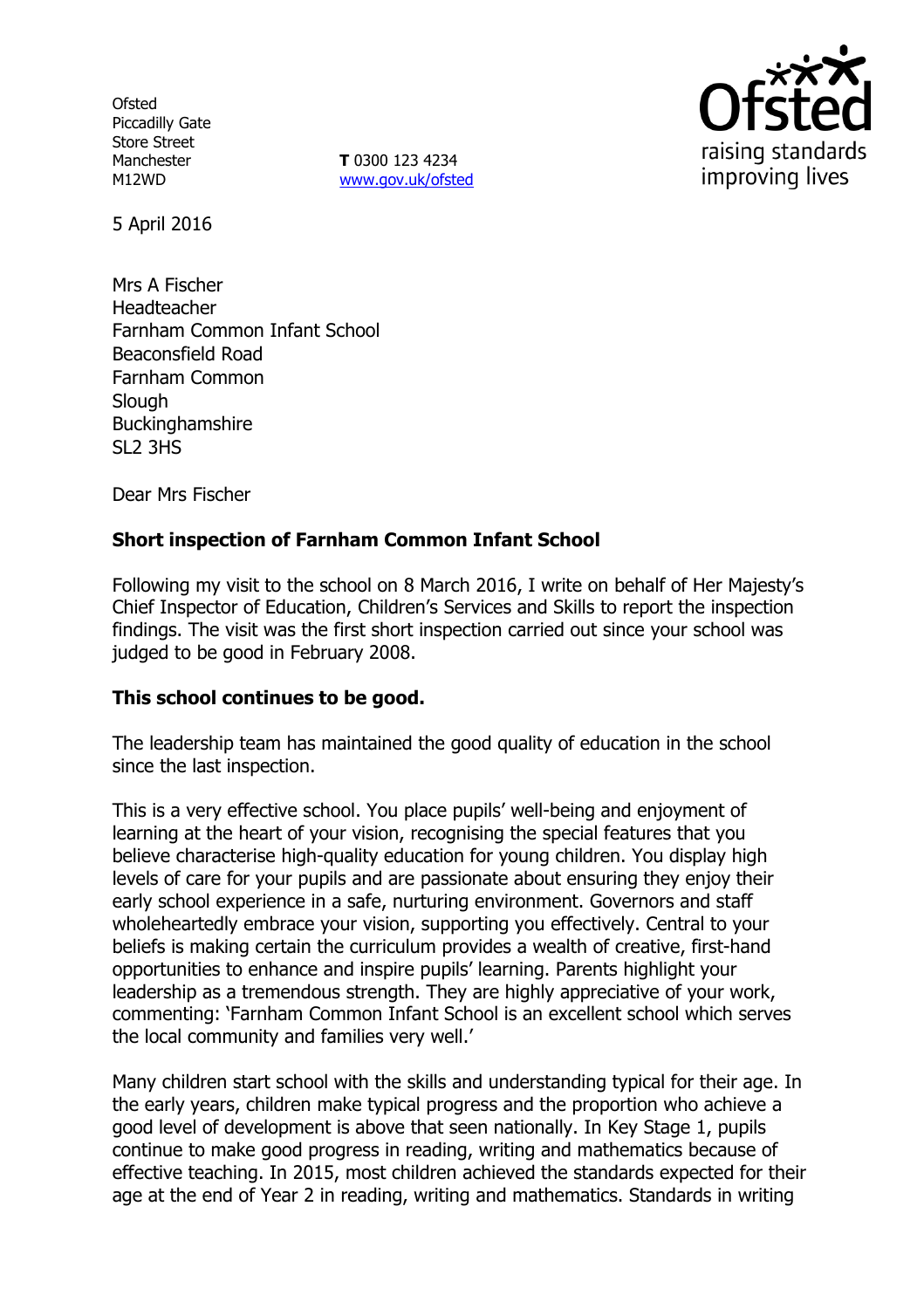Ofsted
Piccadilly Gate
Store Street
Manchester
M12WD

**T** 0300 123 4234
www.gov.uk/ofsted

5 April 2016

Mrs A Fischer
Headteacher
Farnham Common Infant School
Beaconsfield Road
Farnham Common
Slough
Buckinghamshire
SL2 3HS

Dear Mrs Fischer

**Short inspection of Farnham Common Infant School**

Following my visit to the school on 8 March 2016, I write on behalf of Her Majesty's Chief Inspector of Education, Children's Services and Skills to report the inspection findings. The visit was the first short inspection carried out since your school was judged to be good in February 2008.

**This school continues to be good.**

The leadership team has maintained the good quality of education in the school since the last inspection.

This is a very effective school. You place pupils' well-being and enjoyment of learning at the heart of your vision, recognising the special features that you believe characterise high-quality education for young children. You display high levels of care for your pupils and are passionate about ensuring they enjoy their early school experience in a safe, nurturing environment. Governors and staff wholeheartedly embrace your vision, supporting you effectively. Central to your beliefs is making certain the curriculum provides a wealth of creative, first-hand opportunities to enhance and inspire pupils' learning. Parents highlight your leadership as a tremendous strength. They are highly appreciative of your work, commenting: 'Farnham Common Infant School is an excellent school which serves the local community and families very well.'

Many children start school with the skills and understanding typical for their age. In the early years, children make typical progress and the proportion who achieve a good level of development is above that seen nationally. In Key Stage 1, pupils continue to make good progress in reading, writing and mathematics because of effective teaching. In 2015, most children achieved the standards expected for their age at the end of Year 2 in reading, writing and mathematics. Standards in writing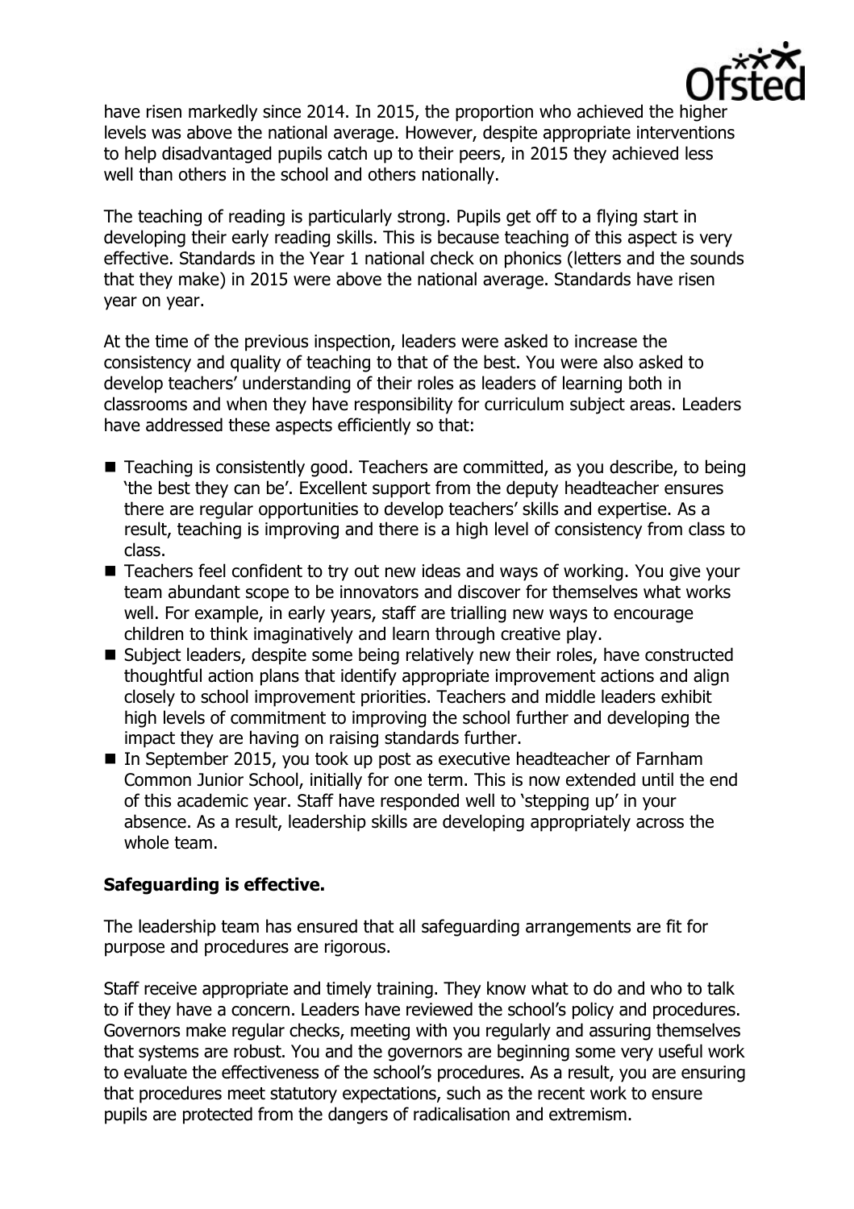have risen markedly since 2014. In 2015, the proportion who achieved the higher levels was above the national average. However, despite appropriate interventions to help disadvantaged pupils catch up to their peers, in 2015 they achieved less well than others in the school and others nationally.

The teaching of reading is particularly strong. Pupils get off to a flying start in developing their early reading skills. This is because teaching of this aspect is very effective. Standards in the Year 1 national check on phonics (letters and the sounds that they make) in 2015 were above the national average. Standards have risen year on year.

At the time of the previous inspection, leaders were asked to increase the consistency and quality of teaching to that of the best. You were also asked to develop teachers' understanding of their roles as leaders of learning both in classrooms and when they have responsibility for curriculum subject areas. Leaders have addressed these aspects efficiently so that:

- Teaching is consistently good. Teachers are committed, as you describe, to being 'the best they can be'. Excellent support from the deputy headteacher ensures there are regular opportunities to develop teachers' skills and expertise. As a result, teaching is improving and there is a high level of consistency from class to class.
- Teachers feel confident to try out new ideas and ways of working. You give your team abundant scope to be innovators and discover for themselves what works well. For example, in early years, staff are trialling new ways to encourage children to think imaginatively and learn through creative play.
- Subject leaders, despite some being relatively new their roles, have constructed thoughtful action plans that identify appropriate improvement actions and align closely to school improvement priorities. Teachers and middle leaders exhibit high levels of commitment to improving the school further and developing the impact they are having on raising standards further.
- In September 2015, you took up post as executive headteacher of Farnham Common Junior School, initially for one term. This is now extended until the end of this academic year. Staff have responded well to 'stepping up' in your absence. As a result, leadership skills are developing appropriately across the whole team.

**Safeguarding is effective.**

The leadership team has ensured that all safeguarding arrangements are fit for purpose and procedures are rigorous.

Staff receive appropriate and timely training. They know what to do and who to talk to if they have a concern. Leaders have reviewed the school's policy and procedures. Governors make regular checks, meeting with you regularly and assuring themselves that systems are robust. You and the governors are beginning some very useful work to evaluate the effectiveness of the school's procedures. As a result, you are ensuring that procedures meet statutory expectations, such as the recent work to ensure pupils are protected from the dangers of radicalisation and extremism.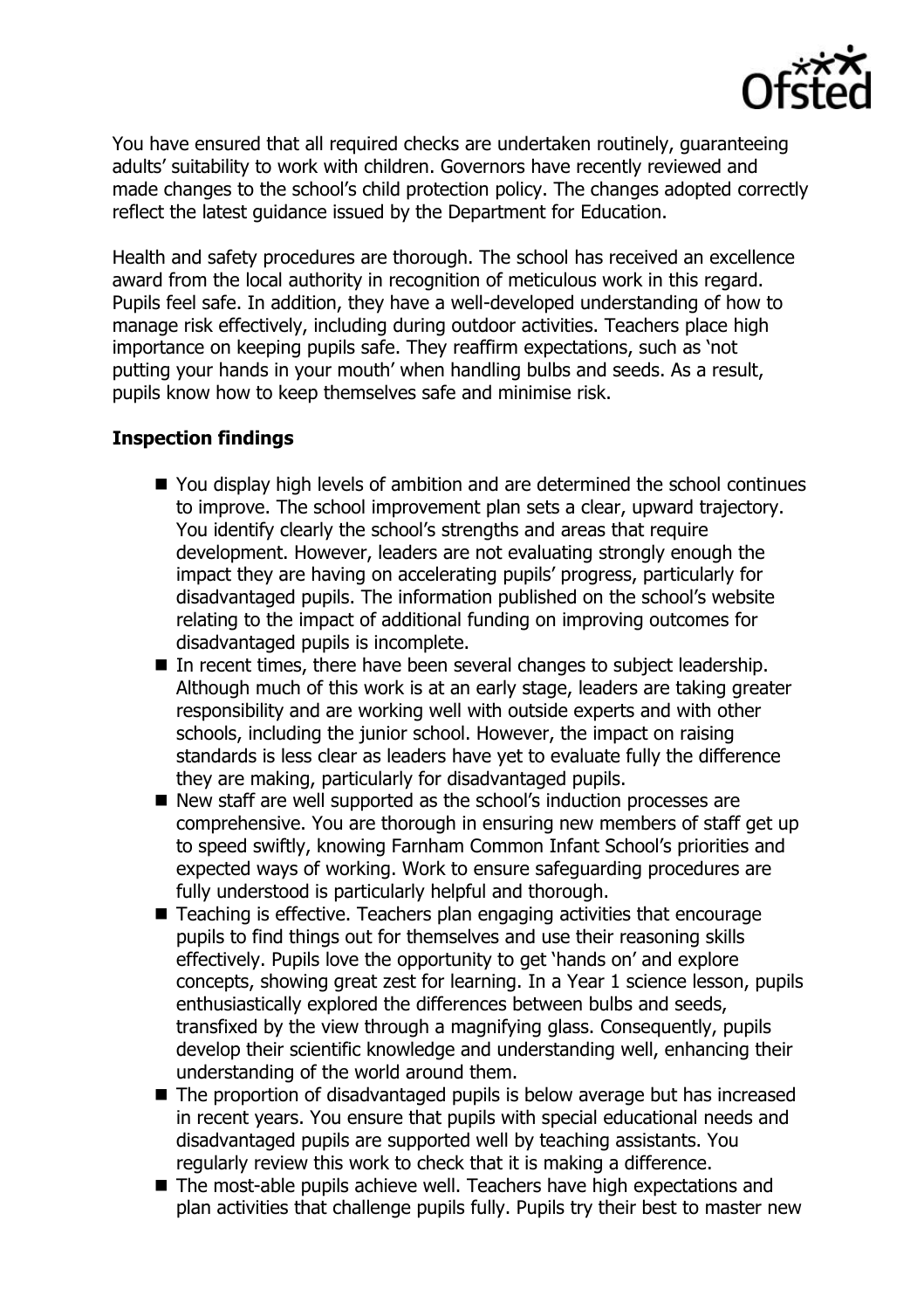You have ensured that all required checks are undertaken routinely, guaranteeing adults' suitability to work with children. Governors have recently reviewed and made changes to the school's child protection policy. The changes adopted correctly reflect the latest guidance issued by the Department for Education.

Health and safety procedures are thorough. The school has received an excellence award from the local authority in recognition of meticulous work in this regard. Pupils feel safe. In addition, they have a well-developed understanding of how to manage risk effectively, including during outdoor activities. Teachers place high importance on keeping pupils safe. They reaffirm expectations, such as 'not putting your hands in your mouth' when handling bulbs and seeds. As a result, pupils know how to keep themselves safe and minimise risk.

**Inspection findings**

- You display high levels of ambition and are determined the school continues to improve. The school improvement plan sets a clear, upward trajectory. You identify clearly the school's strengths and areas that require development. However, leaders are not evaluating strongly enough the impact they are having on accelerating pupils' progress, particularly for disadvantaged pupils. The information published on the school's website relating to the impact of additional funding on improving outcomes for disadvantaged pupils is incomplete.
- In recent times, there have been several changes to subject leadership. Although much of this work is at an early stage, leaders are taking greater responsibility and are working well with outside experts and with other schools, including the junior school. However, the impact on raising standards is less clear as leaders have yet to evaluate fully the difference they are making, particularly for disadvantaged pupils.
- New staff are well supported as the school's induction processes are comprehensive. You are thorough in ensuring new members of staff get up to speed swiftly, knowing Farnham Common Infant School's priorities and expected ways of working. Work to ensure safeguarding procedures are fully understood is particularly helpful and thorough.
- Teaching is effective. Teachers plan engaging activities that encourage pupils to find things out for themselves and use their reasoning skills effectively. Pupils love the opportunity to get 'hands on' and explore concepts, showing great zest for learning. In a Year 1 science lesson, pupils enthusiastically explored the differences between bulbs and seeds, transfixed by the view through a magnifying glass. Consequently, pupils develop their scientific knowledge and understanding well, enhancing their understanding of the world around them.
- The proportion of disadvantaged pupils is below average but has increased in recent years. You ensure that pupils with special educational needs and disadvantaged pupils are supported well by teaching assistants. You regularly review this work to check that it is making a difference.
- The most-able pupils achieve well. Teachers have high expectations and plan activities that challenge pupils fully. Pupils try their best to master new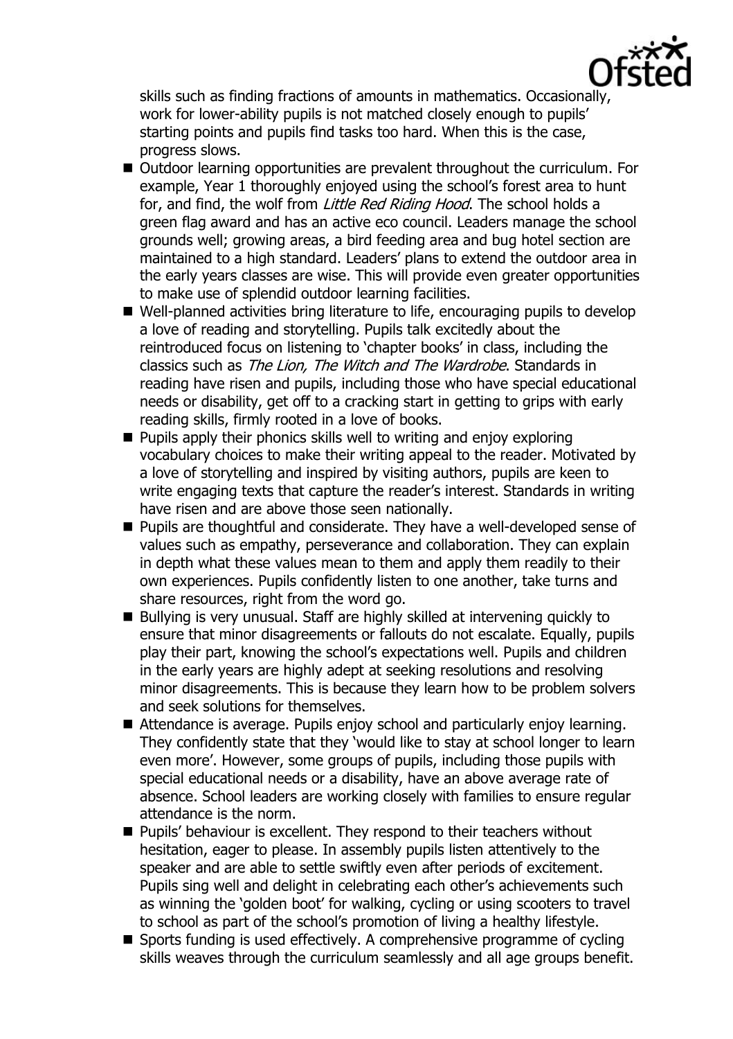skills such as finding fractions of amounts in mathematics. Occasionally, work for lower-ability pupils is not matched closely enough to pupils' starting points and pupils find tasks too hard. When this is the case, progress slows.

- Outdoor learning opportunities are prevalent throughout the curriculum. For example, Year 1 thoroughly enjoyed using the school's forest area to hunt for, and find, the wolf from *Little Red Riding Hood*. The school holds a green flag award and has an active eco council. Leaders manage the school grounds well; growing areas, a bird feeding area and bug hotel section are maintained to a high standard. Leaders' plans to extend the outdoor area in the early years classes are wise. This will provide even greater opportunities to make use of splendid outdoor learning facilities.
- Well-planned activities bring literature to life, encouraging pupils to develop a love of reading and storytelling. Pupils talk excitedly about the reintroduced focus on listening to 'chapter books' in class, including the classics such as *The Lion, The Witch and The Wardrobe*. Standards in reading have risen and pupils, including those who have special educational needs or disability, get off to a cracking start in getting to grips with early reading skills, firmly rooted in a love of books.
- Pupils apply their phonics skills well to writing and enjoy exploring vocabulary choices to make their writing appeal to the reader. Motivated by a love of storytelling and inspired by visiting authors, pupils are keen to write engaging texts that capture the reader's interest. Standards in writing have risen and are above those seen nationally.
- Pupils are thoughtful and considerate. They have a well-developed sense of values such as empathy, perseverance and collaboration. They can explain in depth what these values mean to them and apply them readily to their own experiences. Pupils confidently listen to one another, take turns and share resources, right from the word go.
- Bullying is very unusual. Staff are highly skilled at intervening quickly to ensure that minor disagreements or fallouts do not escalate. Equally, pupils play their part, knowing the school's expectations well. Pupils and children in the early years are highly adept at seeking resolutions and resolving minor disagreements. This is because they learn how to be problem solvers and seek solutions for themselves.
- Attendance is average. Pupils enjoy school and particularly enjoy learning. They confidently state that they 'would like to stay at school longer to learn even more'. However, some groups of pupils, including those pupils with special educational needs or a disability, have an above average rate of absence. School leaders are working closely with families to ensure regular attendance is the norm.
- Pupils' behaviour is excellent. They respond to their teachers without hesitation, eager to please. In assembly pupils listen attentively to the speaker and are able to settle swiftly even after periods of excitement. Pupils sing well and delight in celebrating each other's achievements such as winning the 'golden boot' for walking, cycling or using scooters to travel to school as part of the school's promotion of living a healthy lifestyle.
- Sports funding is used effectively. A comprehensive programme of cycling skills weaves through the curriculum seamlessly and all age groups benefit.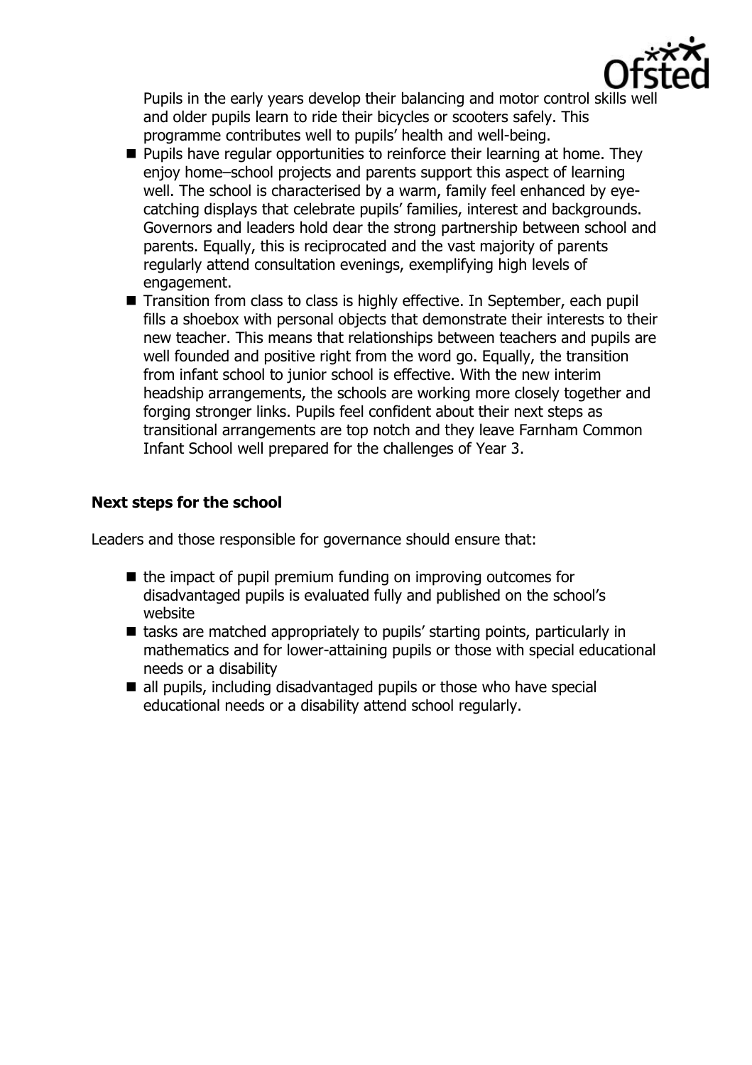Pupils in the early years develop their balancing and motor control skills well and older pupils learn to ride their bicycles or scooters safely. This programme contributes well to pupils' health and well-being.

- Pupils have regular opportunities to reinforce their learning at home. They enjoy home–school projects and parents support this aspect of learning well. The school is characterised by a warm, family feel enhanced by eye-catching displays that celebrate pupils' families, interest and backgrounds. Governors and leaders hold dear the strong partnership between school and parents. Equally, this is reciprocated and the vast majority of parents regularly attend consultation evenings, exemplifying high levels of engagement.
- Transition from class to class is highly effective. In September, each pupil fills a shoebox with personal objects that demonstrate their interests to their new teacher. This means that relationships between teachers and pupils are well founded and positive right from the word go. Equally, the transition from infant school to junior school is effective. With the new interim headship arrangements, the schools are working more closely together and forging stronger links. Pupils feel confident about their next steps as transitional arrangements are top notch and they leave Farnham Common Infant School well prepared for the challenges of Year 3.

## Next steps for the school

Leaders and those responsible for governance should ensure that:

- the impact of pupil premium funding on improving outcomes for disadvantaged pupils is evaluated fully and published on the school's website
- tasks are matched appropriately to pupils' starting points, particularly in mathematics and for lower-attaining pupils or those with special educational needs or a disability
- all pupils, including disadvantaged pupils or those who have special educational needs or a disability attend school regularly.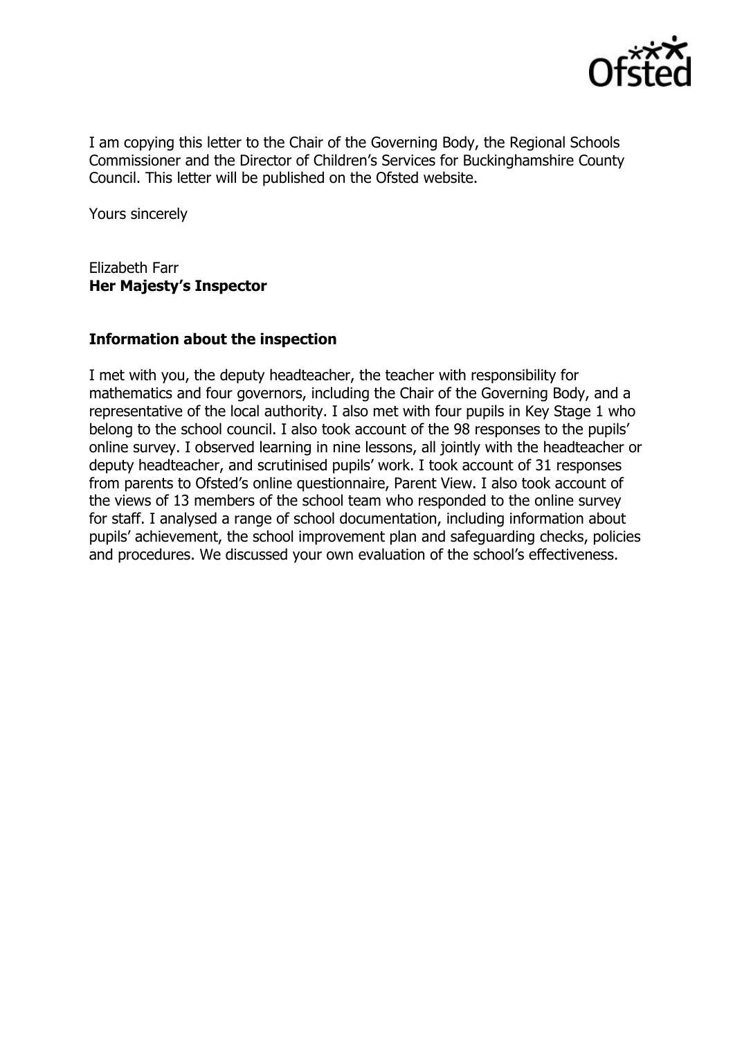I am copying this letter to the Chair of the Governing Body, the Regional Schools Commissioner and the Director of Children's Services for Buckinghamshire County Council. This letter will be published on the Ofsted website.

Yours sincerely

Elizabeth Farr
**Her Majesty's Inspector**

## Information about the inspection

I met with you, the deputy headteacher, the teacher with responsibility for mathematics and four governors, including the Chair of the Governing Body, and a representative of the local authority. I also met with four pupils in Key Stage 1 who belong to the school council. I also took account of the 98 responses to the pupils' online survey. I observed learning in nine lessons, all jointly with the headteacher or deputy headteacher, and scrutinised pupils' work. I took account of 31 responses from parents to Ofsted's online questionnaire, Parent View. I also took account of the views of 13 members of the school team who responded to the online survey for staff. I analysed a range of school documentation, including information about pupils' achievement, the school improvement plan and safeguarding checks, policies and procedures. We discussed your own evaluation of the school's effectiveness.